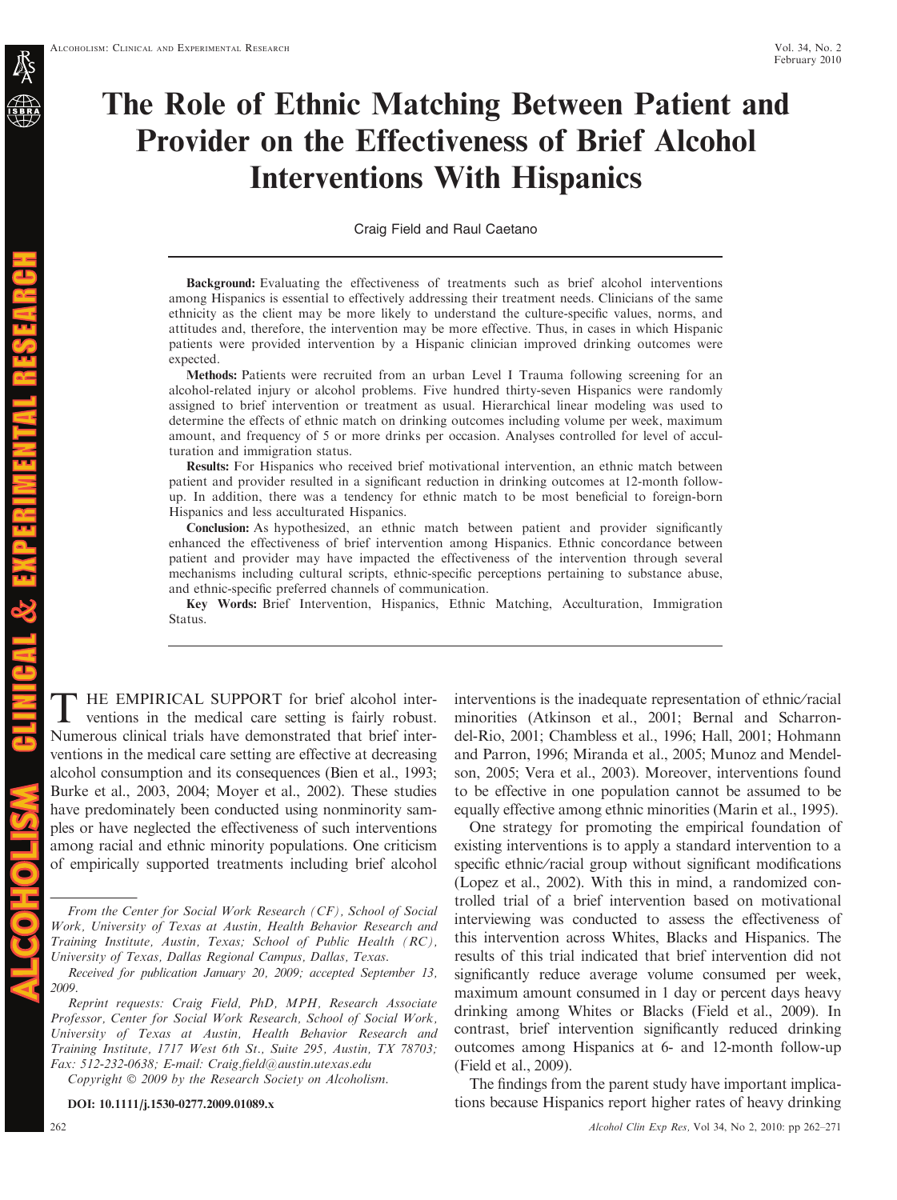# The Role of Ethnic Matching Between Patient and Provider on the Effectiveness of Brief Alcohol Interventions With Hispanics

Craig Field and Raul Caetano

**Background:** Evaluating the effectiveness of treatments such as brief alcohol interventions among Hispanics is essential to effectively addressing their treatment needs. Clinicians of the same ethnicity as the client may be more likely to understand the culture-specific values, norms, and attitudes and, therefore, the intervention may be more effective. Thus, in cases in which Hispanic patients were provided intervention by a Hispanic clinician improved drinking outcomes were expected.

**Methods:** Patients were recruited from an urban Level I Trauma following screening for an alcohol-related injury or alcohol problems. Five hundred thirty-seven Hispanics were randomly assigned to brief intervention or treatment as usual. Hierarchical linear modeling was used to determine the effects of ethnic match on drinking outcomes including volume per week, maximum amount, and frequency of 5 or more drinks per occasion. Analyses controlled for level of acculturation and immigration status.

**Results:** For Hispanics who received brief motivational intervention, an ethnic match between patient and provider resulted in a significant reduction in drinking outcomes at 12-month follow-up. In addition, there was a tendency for ethnic match to be most beneficial to foreign-born Hispanics and less acculturated Hispanics.

**Conclusion:** As hypothesized, an ethnic match between patient and provider significantly enhanced the effectiveness of brief intervention among Hispanics. Ethnic concordance between patient and provider may have impacted the effectiveness of the intervention through several mechanisms including cultural scripts, ethnic-specific perceptions pertaining to substance abuse, and ethnic-specific preferred channels of communication.

**Key Words:** Brief Intervention, Hispanics, Ethnic Matching, Acculturation, Immigration Status.

THE EMPIRICAL SUPPORT for brief alcohol interventions in the medical care setting is fairly robust. Numerous clinical trials have demonstrated that brief interventions in the medical care setting are effective at decreasing alcohol consumption and its consequences (Bien et al., 1993; Burke et al., 2003, 2004; Moyer et al., 2002). These studies have predominately been conducted using nonminority samples or have neglected the effectiveness of such interventions among racial and ethnic minority populations. One criticism of empirically supported treatments including brief alcohol interventions is the inadequate representation of ethnic/racial minorities (Atkinson et al., 2001; Bernal and Scharron-del-Rio, 2001; Chambless et al., 1996; Hall, 2001; Hohmann and Parron, 1996; Miranda et al., 2005; Munoz and Mendelson, 2005; Vera et al., 2003). Moreover, interventions found to be effective in one population cannot be assumed to be equally effective among ethnic minorities (Marin et al., 1995).

One strategy for promoting the empirical foundation of existing interventions is to apply a standard intervention to a specific ethnic/racial group without significant modifications (Lopez et al., 2002). With this in mind, a randomized controlled trial of a brief intervention based on motivational interviewing was conducted to assess the effectiveness of this intervention across Whites, Blacks and Hispanics. The results of this trial indicated that brief intervention did not significantly reduce average volume consumed per week, maximum amount consumed in 1 day or percent days heavy drinking among Whites or Blacks (Field et al., 2009). In contrast, brief intervention significantly reduced drinking outcomes among Hispanics at 6- and 12-month follow-up (Field et al., 2009).

The findings from the parent study have important implications because Hispanics report higher rates of heavy drinking

*From the Center for Social Work Research (CF), School of Social Work, University of Texas at Austin, Health Behavior Research and Training Institute, Austin, Texas; School of Public Health (RC), University of Texas, Dallas Regional Campus, Dallas, Texas.*

*Received for publication January 20, 2009; accepted September 13, 2009.*

*Reprint requests: Craig Field, PhD, MPH, Research Associate Professor, Center for Social Work Research, School of Social Work, University of Texas at Austin, Health Behavior Research and Training Institute, 1717 West 6th St., Suite 295, Austin, TX 78703; Fax: 512-232-0638; E-mail: Craig.field@austin.utexas.edu*

*Copyright © 2009 by the Research Society on Alcoholism.*

**DOI: 10.1111/j.1530-0277.2009.01089.x**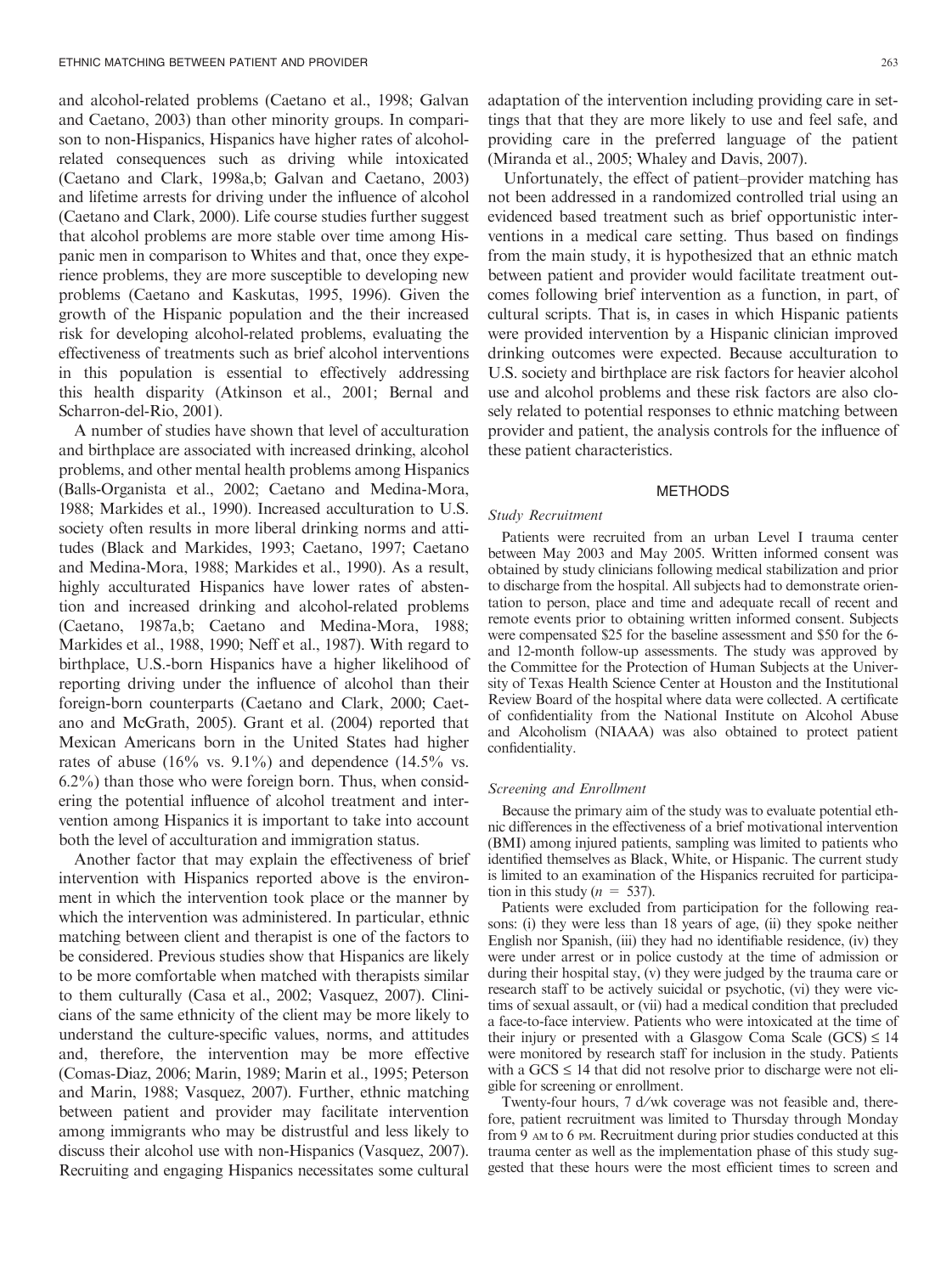and alcohol-related problems (Caetano et al., 1998; Galvan and Caetano, 2003) than other minority groups. In comparison to non-Hispanics, Hispanics have higher rates of alcohol-related consequences such as driving while intoxicated (Caetano and Clark, 1998a,b; Galvan and Caetano, 2003) and lifetime arrests for driving under the influence of alcohol (Caetano and Clark, 2000). Life course studies further suggest that alcohol problems are more stable over time among Hispanic men in comparison to Whites and that, once they experience problems, they are more susceptible to developing new problems (Caetano and Kaskutas, 1995, 1996). Given the growth of the Hispanic population and the their increased risk for developing alcohol-related problems, evaluating the effectiveness of treatments such as brief alcohol interventions in this population is essential to effectively addressing this health disparity (Atkinson et al., 2001; Bernal and Scharron-del-Rio, 2001).

A number of studies have shown that level of acculturation and birthplace are associated with increased drinking, alcohol problems, and other mental health problems among Hispanics (Balls-Organista et al., 2002; Caetano and Medina-Mora, 1988; Markides et al., 1990). Increased acculturation to U.S. society often results in more liberal drinking norms and attitudes (Black and Markides, 1993; Caetano, 1997; Caetano and Medina-Mora, 1988; Markides et al., 1990). As a result, highly acculturated Hispanics have lower rates of abstention and increased drinking and alcohol-related problems (Caetano, 1987a,b; Caetano and Medina-Mora, 1988; Markides et al., 1988, 1990; Neff et al., 1987). With regard to birthplace, U.S.-born Hispanics have a higher likelihood of reporting driving under the influence of alcohol than their foreign-born counterparts (Caetano and Clark, 2000; Caetano and McGrath, 2005). Grant et al. (2004) reported that Mexican Americans born in the United States had higher rates of abuse (16% vs. 9.1%) and dependence (14.5% vs. 6.2%) than those who were foreign born. Thus, when considering the potential influence of alcohol treatment and intervention among Hispanics it is important to take into account both the level of acculturation and immigration status.

Another factor that may explain the effectiveness of brief intervention with Hispanics reported above is the environment in which the intervention took place or the manner by which the intervention was administered. In particular, ethnic matching between client and therapist is one of the factors to be considered. Previous studies show that Hispanics are likely to be more comfortable when matched with therapists similar to them culturally (Casa et al., 2002; Vasquez, 2007). Clinicians of the same ethnicity of the client may be more likely to understand the culture-specific values, norms, and attitudes and, therefore, the intervention may be more effective (Comas-Diaz, 2006; Marin, 1989; Marin et al., 1995; Peterson and Marin, 1988; Vasquez, 2007). Further, ethnic matching between patient and provider may facilitate intervention among immigrants who may be distrustful and less likely to discuss their alcohol use with non-Hispanics (Vasquez, 2007). Recruiting and engaging Hispanics necessitates some cultural adaptation of the intervention including providing care in settings that that they are more likely to use and feel safe, and providing care in the preferred language of the patient (Miranda et al., 2005; Whaley and Davis, 2007).

Unfortunately, the effect of patient–provider matching has not been addressed in a randomized controlled trial using an evidenced based treatment such as brief opportunistic interventions in a medical care setting. Thus based on findings from the main study, it is hypothesized that an ethnic match between patient and provider would facilitate treatment outcomes following brief intervention as a function, in part, of cultural scripts. That is, in cases in which Hispanic patients were provided intervention by a Hispanic clinician improved drinking outcomes were expected. Because acculturation to U.S. society and birthplace are risk factors for heavier alcohol use and alcohol problems and these risk factors are also closely related to potential responses to ethnic matching between provider and patient, the analysis controls for the influence of these patient characteristics.

## METHODS

### *Study Recruitment*

Patients were recruited from an urban Level I trauma center between May 2003 and May 2005. Written informed consent was obtained by study clinicians following medical stabilization and prior to discharge from the hospital. All subjects had to demonstrate orientation to person, place and time and adequate recall of recent and remote events prior to obtaining written informed consent. Subjects were compensated $25 for the baseline assessment and $50 for the 6- and 12-month follow-up assessments. The study was approved by the Committee for the Protection of Human Subjects at the University of Texas Health Science Center at Houston and the Institutional Review Board of the hospital where data were collected. A certificate of confidentiality from the National Institute on Alcohol Abuse and Alcoholism (NIAAA) was also obtained to protect patient confidentiality.

### *Screening and Enrollment*

Because the primary aim of the study was to evaluate potential ethnic differences in the effectiveness of a brief motivational intervention (BMI) among injured patients, sampling was limited to patients who identified themselves as Black, White, or Hispanic. The current study is limited to an examination of the Hispanics recruited for participation in this study ($n = 537$).

Patients were excluded from participation for the following reasons: (i) they were less than 18 years of age, (ii) they spoke neither English nor Spanish, (iii) they had no identifiable residence, (iv) they were under arrest or in police custody at the time of admission or during their hospital stay, (v) they were judged by the trauma care or research staff to be actively suicidal or psychotic, (vi) they were victims of sexual assault, or (vii) had a medical condition that precluded a face-to-face interview. Patients who were intoxicated at the time of their injury or presented with a Glasgow Coma Scale (GCS) $\leq 14$ were monitored by research staff for inclusion in the study. Patients with a GCS $\leq 14$ that did not resolve prior to discharge were not eligible for screening or enrollment.

Twenty-four hours, 7 d/wk coverage was not feasible and, therefore, patient recruitment was limited to Thursday through Monday from 9 AM to 6 PM. Recruitment during prior studies conducted at this trauma center as well as the implementation phase of this study suggested that these hours were the most efficient times to screen and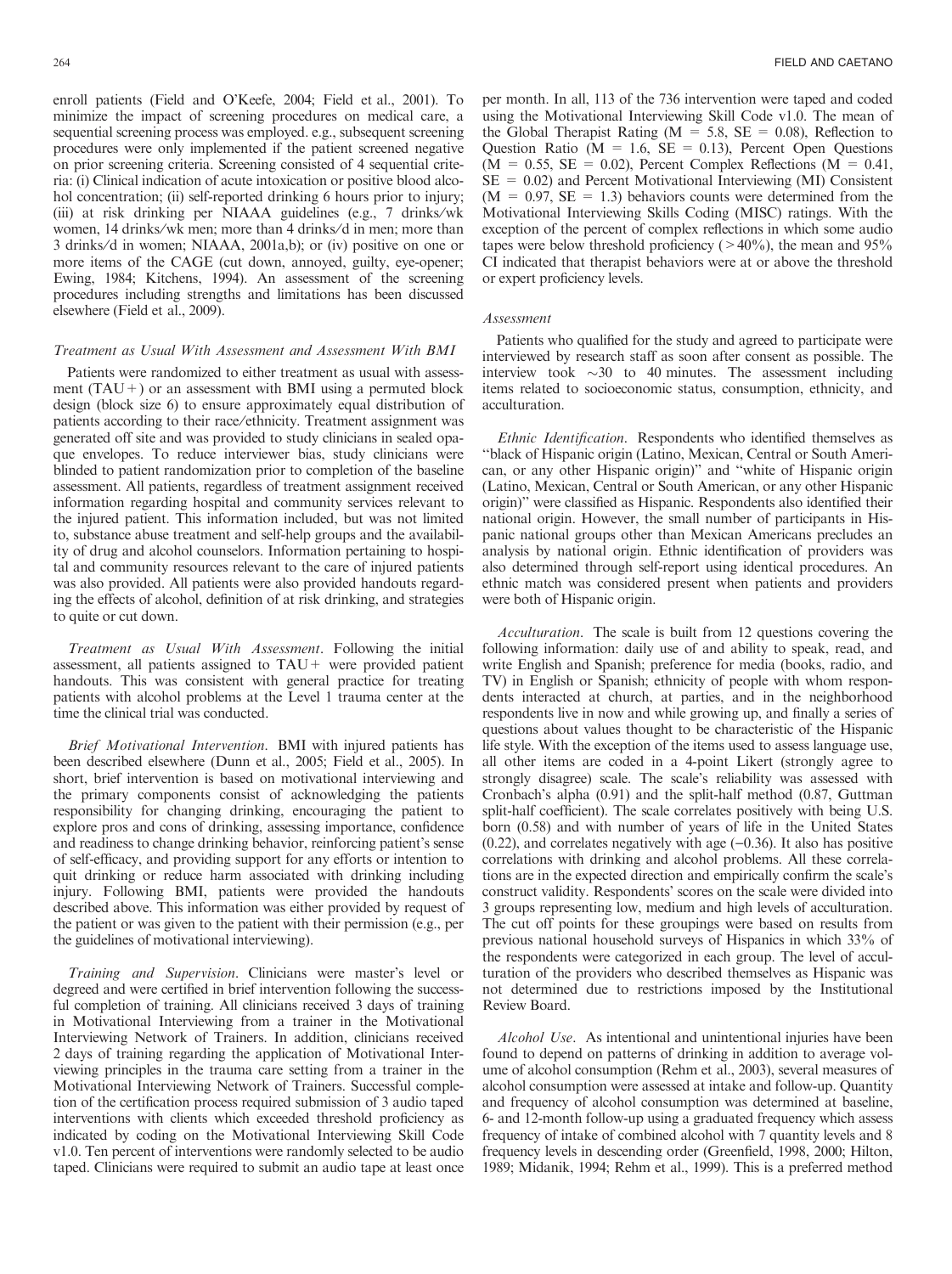enroll patients (Field and O'Keefe, 2004; Field et al., 2001). To minimize the impact of screening procedures on medical care, a sequential screening process was employed. e.g., subsequent screening procedures were only implemented if the patient screened negative on prior screening criteria. Screening consisted of 4 sequential criteria: (i) Clinical indication of acute intoxication or positive blood alcohol concentration; (ii) self-reported drinking 6 hours prior to injury; (iii) at risk drinking per NIAAA guidelines (e.g., 7 drinks/wk women, 14 drinks/wk men; more than 4 drinks/d in men; more than 3 drinks/d in women; NIAAA, 2001a,b); or (iv) positive on one or more items of the CAGE (cut down, annoyed, guilty, eye-opener; Ewing, 1984; Kitchens, 1994). An assessment of the screening procedures including strengths and limitations has been discussed elsewhere (Field et al., 2009).

### *Treatment as Usual With Assessment and Assessment With BMI*

Patients were randomized to either treatment as usual with assessment (TAU+) or an assessment with BMI using a permuted block design (block size 6) to ensure approximately equal distribution of patients according to their race/ethnicity. Treatment assignment was generated off site and was provided to study clinicians in sealed opaque envelopes. To reduce interviewer bias, study clinicians were blinded to patient randomization prior to completion of the baseline assessment. All patients, regardless of treatment assignment received information regarding hospital and community services relevant to the injured patient. This information included, but was not limited to, substance abuse treatment and self-help groups and the availability of drug and alcohol counselors. Information pertaining to hospital and community resources relevant to the care of injured patients was also provided. All patients were also provided handouts regarding the effects of alcohol, definition of at risk drinking, and strategies to quite or cut down.

*Treatment as Usual With Assessment*. Following the initial assessment, all patients assigned to TAU+ were provided patient handouts. This was consistent with general practice for treating patients with alcohol problems at the Level 1 trauma center at the time the clinical trial was conducted.

*Brief Motivational Intervention*. BMI with injured patients has been described elsewhere (Dunn et al., 2005; Field et al., 2005). In short, brief intervention is based on motivational interviewing and the primary components consist of acknowledging the patients responsibility for changing drinking, encouraging the patient to explore pros and cons of drinking, assessing importance, confidence and readiness to change drinking behavior, reinforcing patient's sense of self-efficacy, and providing support for any efforts or intention to quit drinking or reduce harm associated with drinking including injury. Following BMI, patients were provided the handouts described above. This information was either provided by request of the patient or was given to the patient with their permission (e.g., per the guidelines of motivational interviewing).

*Training and Supervision*. Clinicians were master's level or degreed and were certified in brief intervention following the successful completion of training. All clinicians received 3 days of training in Motivational Interviewing from a trainer in the Motivational Interviewing Network of Trainers. In addition, clinicians received 2 days of training regarding the application of Motivational Interviewing principles in the trauma care setting from a trainer in the Motivational Interviewing Network of Trainers. Successful completion of the certification process required submission of 3 audio taped interventions with clients which exceeded threshold proficiency as indicated by coding on the Motivational Interviewing Skill Code v1.0. Ten percent of interventions were randomly selected to be audio taped. Clinicians were required to submit an audio tape at least once per month. In all, 113 of the 736 intervention were taped and coded using the Motivational Interviewing Skill Code v1.0. The mean of the Global Therapist Rating ($M = 5.8$, $SE = 0.08$), Reflection to Question Ratio ($M = 1.6$, $SE = 0.13$), Percent Open Questions ($M = 0.55$, $SE = 0.02$), Percent Complex Reflections ($M = 0.41$, $SE = 0.02$) and Percent Motivational Interviewing (MI) Consistent ($M = 0.97$, $SE = 1.3$) behaviors counts were determined from the Motivational Interviewing Skills Coding (MISC) ratings. With the exception of the percent of complex reflections in which some audio tapes were below threshold proficiency (>40%), the mean and 95% CI indicated that therapist behaviors were at or above the threshold or expert proficiency levels.

### *Assessment*

Patients who qualified for the study and agreed to participate were interviewed by research staff as soon after consent as possible. The interview took ~30 to 40 minutes. The assessment including items related to socioeconomic status, consumption, ethnicity, and acculturation.

*Ethnic Identification*. Respondents who identified themselves as "black of Hispanic origin (Latino, Mexican, Central or South American, or any other Hispanic origin)" and "white of Hispanic origin (Latino, Mexican, Central or South American, or any other Hispanic origin)" were classified as Hispanic. Respondents also identified their national origin. However, the small number of participants in Hispanic national groups other than Mexican Americans precludes an analysis by national origin. Ethnic identification of providers was also determined through self-report using identical procedures. An ethnic match was considered present when patients and providers were both of Hispanic origin.

*Acculturation*. The scale is built from 12 questions covering the following information: daily use of and ability to speak, read, and write English and Spanish; preference for media (books, radio, and TV) in English or Spanish; ethnicity of people with whom respondents interacted at church, at parties, and in the neighborhood respondents live in now and while growing up, and finally a series of questions about values thought to be characteristic of the Hispanic life style. With the exception of the items used to assess language use, all other items are coded in a 4-point Likert (strongly agree to strongly disagree) scale. The scale's reliability was assessed with Cronbach's alpha (0.91) and the split-half method (0.87, Guttman split-half coefficient). The scale correlates positively with being U.S. born (0.58) and with number of years of life in the United States (0.22), and correlates negatively with age (−0.36). It also has positive correlations with drinking and alcohol problems. All these correlations are in the expected direction and empirically confirm the scale's construct validity. Respondents' scores on the scale were divided into 3 groups representing low, medium and high levels of acculturation. The cut off points for these groupings were based on results from previous national household surveys of Hispanics in which 33% of the respondents were categorized in each group. The level of acculturation of the providers who described themselves as Hispanic was not determined due to restrictions imposed by the Institutional Review Board.

*Alcohol Use*. As intentional and unintentional injuries have been found to depend on patterns of drinking in addition to average volume of alcohol consumption (Rehm et al., 2003), several measures of alcohol consumption were assessed at intake and follow-up. Quantity and frequency of alcohol consumption was determined at baseline, 6- and 12-month follow-up using a graduated frequency which assess frequency of intake of combined alcohol with 7 quantity levels and 8 frequency levels in descending order (Greenfield, 1998, 2000; Hilton, 1989; Midanik, 1994; Rehm et al., 1999). This is a preferred method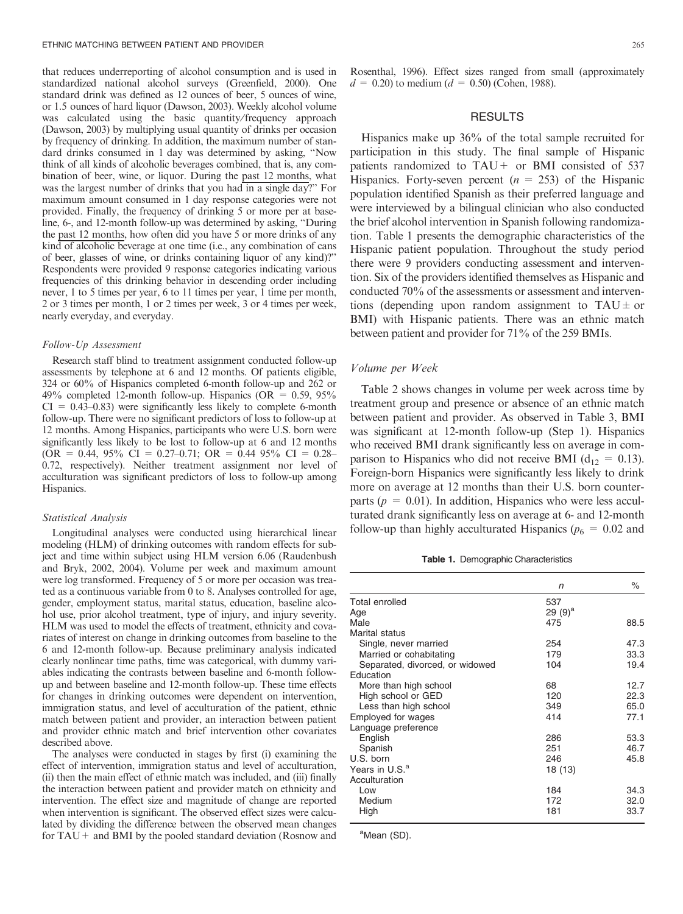that reduces underreporting of alcohol consumption and is used in standardized national alcohol surveys (Greenfield, 2000). One standard drink was defined as 12 ounces of beer, 5 ounces of wine, or 1.5 ounces of hard liquor (Dawson, 2003). Weekly alcohol volume was calculated using the basic quantity/frequency approach (Dawson, 2003) by multiplying usual quantity of drinks per occasion by frequency of drinking. In addition, the maximum number of standard drinks consumed in 1 day was determined by asking, "Now think of all kinds of alcoholic beverages combined, that is, any combination of beer, wine, or liquor. During the past 12 months, what was the largest number of drinks that you had in a single day?" For maximum amount consumed in 1 day response categories were not provided. Finally, the frequency of drinking 5 or more per at baseline, 6-, and 12-month follow-up was determined by asking, "During the past 12 months, how often did you have 5 or more drinks of any kind of alcoholic beverage at one time (i.e., any combination of cans of beer, glasses of wine, or drinks containing liquor of any kind)?" Respondents were provided 9 response categories indicating various frequencies of this drinking behavior in descending order including never, 1 to 5 times per year, 6 to 11 times per year, 1 time per month, 2 or 3 times per month, 1 or 2 times per week, 3 or 4 times per week, nearly everyday, and everyday.

### *Follow-Up Assessment*

Research staff blind to treatment assignment conducted follow-up assessments by telephone at 6 and 12 months. Of patients eligible, 324 or 60% of Hispanics completed 6-month follow-up and 262 or 49% completed 12-month follow-up. Hispanics (OR = 0.59, 95% CI = 0.43–0.83) were significantly less likely to complete 6-month follow-up. There were no significant predictors of loss to follow-up at 12 months. Among Hispanics, participants who were U.S. born were significantly less likely to be lost to follow-up at 6 and 12 months (OR = 0.44, 95% CI = 0.27–0.71; OR = 0.44 95% CI = 0.28–0.72, respectively). Neither treatment assignment nor level of acculturation was significant predictors of loss to follow-up among Hispanics.

### *Statistical Analysis*

Longitudinal analyses were conducted using hierarchical linear modeling (HLM) of drinking outcomes with random effects for subject and time within subject using HLM version 6.06 (Raudenbush and Bryk, 2002, 2004). Volume per week and maximum amount were log transformed. Frequency of 5 or more per occasion was treated as a continuous variable from 0 to 8. Analyses controlled for age, gender, employment status, marital status, education, baseline alcohol use, prior alcohol treatment, type of injury, and injury severity. HLM was used to model the effects of treatment, ethnicity and covariates of interest on change in drinking outcomes from baseline to the 6 and 12-month follow-up. Because preliminary analysis indicated clearly nonlinear time paths, time was categorical, with dummy variables indicating the contrasts between baseline and 6-month follow-up and between baseline and 12-month follow-up. These time effects for changes in drinking outcomes were dependent on intervention, immigration status, and level of acculturation of the patient, ethnic match between patient and provider, an interaction between patient and provider ethnic match and brief intervention other covariates described above.

The analyses were conducted in stages by first (i) examining the effect of intervention, immigration status and level of acculturation, (ii) then the main effect of ethnic match was included, and (iii) finally the interaction between patient and provider match on ethnicity and intervention. The effect size and magnitude of change are reported when intervention is significant. The observed effect sizes were calculated by dividing the difference between the observed mean changes for TAU+ and BMI by the pooled standard deviation (Rosnow and Rosenthal, 1996). Effect sizes ranged from small (approximately $d = 0.20$) to medium ($d = 0.50$) (Cohen, 1988).

## RESULTS

Hispanics make up 36% of the total sample recruited for participation in this study. The final sample of Hispanic patients randomized to TAU+ or BMI consisted of 537 Hispanics. Forty-seven percent ($n = 253$) of the Hispanic population identified Spanish as their preferred language and were interviewed by a bilingual clinician who also conducted the brief alcohol intervention in Spanish following randomization. Table 1 presents the demographic characteristics of the Hispanic patient population. Throughout the study period there were 9 providers conducting assessment and intervention. Six of the providers identified themselves as Hispanic and conducted 70% of the assessments or assessment and interventions (depending upon random assignment to TAU± or BMI) with Hispanic patients. There was an ethnic match between patient and provider for 71% of the 259 BMIs.

### *Volume per Week*

Table 2 shows changes in volume per week across time by treatment group and presence or absence of an ethnic match between patient and provider. As observed in Table 3, BMI was significant at 12-month follow-up (Step 1). Hispanics who received BMI drank significantly less on average in comparison to Hispanics who did not receive BMI ($d_{12} = 0.13$). Foreign-born Hispanics were significantly less likely to drink more on average at 12 months than their U.S. born counterparts ($p = 0.01$). In addition, Hispanics who were less acculturated drank significantly less on average at 6- and 12-month follow-up than highly acculturated Hispanics ($p_6 = 0.02$ and

**Table 1.** Demographic Characteristics

| | *n* | % |
|---|---|---|
| Total enrolled | 537 | |
| Age | 29 (9)[a] | |
| Male | 475 | 88.5 |
| Marital status | | |
| Single, never married | 254 | 47.3 |
| Married or cohabitating | 179 | 33.3 |
| Separated, divorced, or widowed | 104 | 19.4 |
| Education | | |
| More than high school | 68 | 12.7 |
| High school or GED | 120 | 22.3 |
| Less than high school | 349 | 65.0 |
| Employed for wages | 414 | 77.1 |
| Language preference | | |
| English | 286 | 53.3 |
| Spanish | 251 | 46.7 |
| U.S. born | 246 | 45.8 |
| Years in U.S.[a] | 18 (13) | |
| Acculturation | | |
| Low | 184 | 34.3 |
| Medium | 172 | 32.0 |
| High | 181 | 33.7 |

[a]Mean (SD).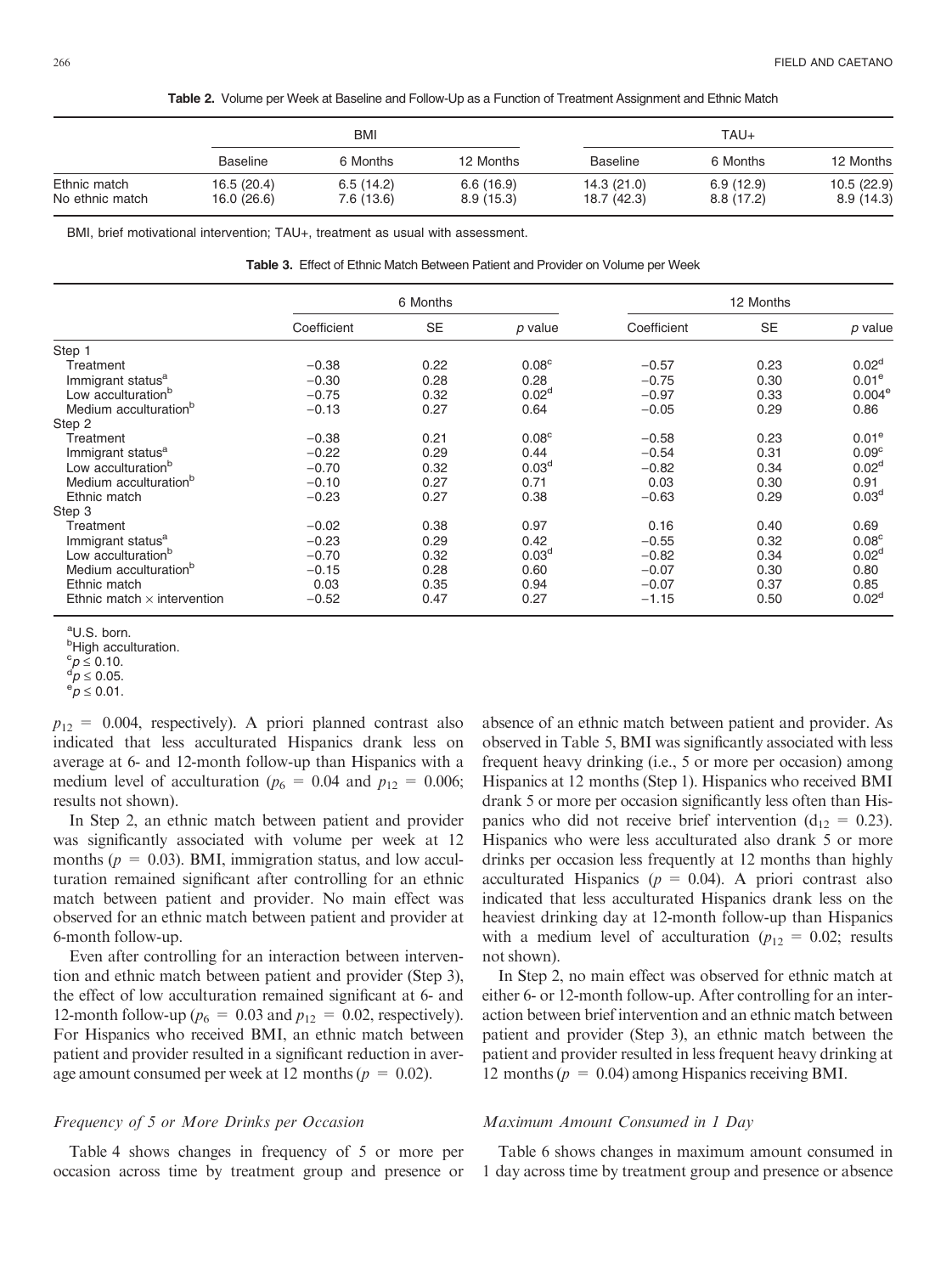**Table 2.** Volume per Week at Baseline and Follow-Up as a Function of Treatment Assignment and Ethnic Match

| | BMI | | | TAU+ | | |
|---|---|---|---|---|---|---|
| | Baseline | 6 Months | 12 Months | Baseline | 6 Months | 12 Months |
| Ethnic match | 16.5 (20.4) | 6.5 (14.2) | 6.6 (16.9) | 14.3 (21.0) | 6.9 (12.9) | 10.5 (22.9) |
| No ethnic match | 16.0 (26.6) | 7.6 (13.6) | 8.9 (15.3) | 18.7 (42.3) | 8.8 (17.2) | 8.9 (14.3) |

BMI, brief motivational intervention; TAU+, treatment as usual with assessment.

**Table 3.** Effect of Ethnic Match Between Patient and Provider on Volume per Week

| | 6 Months | | | 12 Months | | |
|---|---|---|---|---|---|---|
| | Coefficient | SE | *p* value | Coefficient | SE | *p* value |
| Step 1 | | | | | | |
| Treatment | −0.38 | 0.22 | 0.08[c] | −0.57 | 0.23 | 0.02[d] |
| Immigrant status[a] | −0.30 | 0.28 | 0.28 | −0.75 | 0.30 | 0.01[e] |
| Low acculturation[b] | −0.75 | 0.32 | 0.02[d] | −0.97 | 0.33 | 0.004[e] |
| Medium acculturation[b] | −0.13 | 0.27 | 0.64 | −0.05 | 0.29 | 0.86 |
| Step 2 | | | | | | |
| Treatment | −0.38 | 0.21 | 0.08[c] | −0.58 | 0.23 | 0.01[e] |
| Immigrant status[a] | −0.22 | 0.29 | 0.44 | −0.54 | 0.31 | 0.09[c] |
| Low acculturation[b] | −0.70 | 0.32 | 0.03[d] | −0.82 | 0.34 | 0.02[d] |
| Medium acculturation[b] | −0.10 | 0.27 | 0.71 | 0.03 | 0.30 | 0.91 |
| Ethnic match | −0.23 | 0.27 | 0.38 | −0.63 | 0.29 | 0.03[d] |
| Step 3 | | | | | | |
| Treatment | −0.02 | 0.38 | 0.97 | 0.16 | 0.40 | 0.69 |
| Immigrant status[a] | −0.23 | 0.29 | 0.42 | −0.55 | 0.32 | 0.08[c] |
| Low acculturation[b] | −0.70 | 0.32 | 0.03[d] | −0.82 | 0.34 | 0.02[d] |
| Medium acculturation[b] | −0.15 | 0.28 | 0.60 | −0.07 | 0.30 | 0.80 |
| Ethnic match | 0.03 | 0.35 | 0.94 | −0.07 | 0.37 | 0.85 |
| Ethnic match × intervention | −0.52 | 0.47 | 0.27 | −1.15 | 0.50 | 0.02[d] |

[a]U.S. born.
[b]High acculturation.
[c]$p \leq 0.10$.
[d]$p \leq 0.05$.
[e]$p \leq 0.01$.

$p_{12} = 0.004$, respectively). A priori planned contrast also indicated that less acculturated Hispanics drank less on average at 6- and 12-month follow-up than Hispanics with a medium level of acculturation ($p_6 = 0.04$ and $p_{12} = 0.006$; results not shown).

In Step 2, an ethnic match between patient and provider was significantly associated with volume per week at 12 months ($p = 0.03$). BMI, immigration status, and low acculturation remained significant after controlling for an ethnic match between patient and provider. No main effect was observed for an ethnic match between patient and provider at 6-month follow-up.

Even after controlling for an interaction between intervention and ethnic match between patient and provider (Step 3), the effect of low acculturation remained significant at 6- and 12-month follow-up ($p_6 = 0.03$ and $p_{12} = 0.02$, respectively). For Hispanics who received BMI, an ethnic match between patient and provider resulted in a significant reduction in average amount consumed per week at 12 months ($p = 0.02$).

### *Frequency of 5 or More Drinks per Occasion*

Table 4 shows changes in frequency of 5 or more per occasion across time by treatment group and presence or absence of an ethnic match between patient and provider. As observed in Table 5, BMI was significantly associated with less frequent heavy drinking (i.e., 5 or more per occasion) among Hispanics at 12 months (Step 1). Hispanics who received BMI drank 5 or more per occasion significantly less often than Hispanics who did not receive brief intervention ($d_{12} = 0.23$). Hispanics who were less acculturated also drank 5 or more drinks per occasion less frequently at 12 months than highly acculturated Hispanics ($p = 0.04$). A priori contrast also indicated that less acculturated Hispanics drank less on the heaviest drinking day at 12-month follow-up than Hispanics with a medium level of acculturation ($p_{12} = 0.02$; results not shown).

In Step 2, no main effect was observed for ethnic match at either 6- or 12-month follow-up. After controlling for an interaction between brief intervention and an ethnic match between patient and provider (Step 3), an ethnic match between the patient and provider resulted in less frequent heavy drinking at 12 months ($p = 0.04$) among Hispanics receiving BMI.

### *Maximum Amount Consumed in 1 Day*

Table 6 shows changes in maximum amount consumed in 1 day across time by treatment group and presence or absence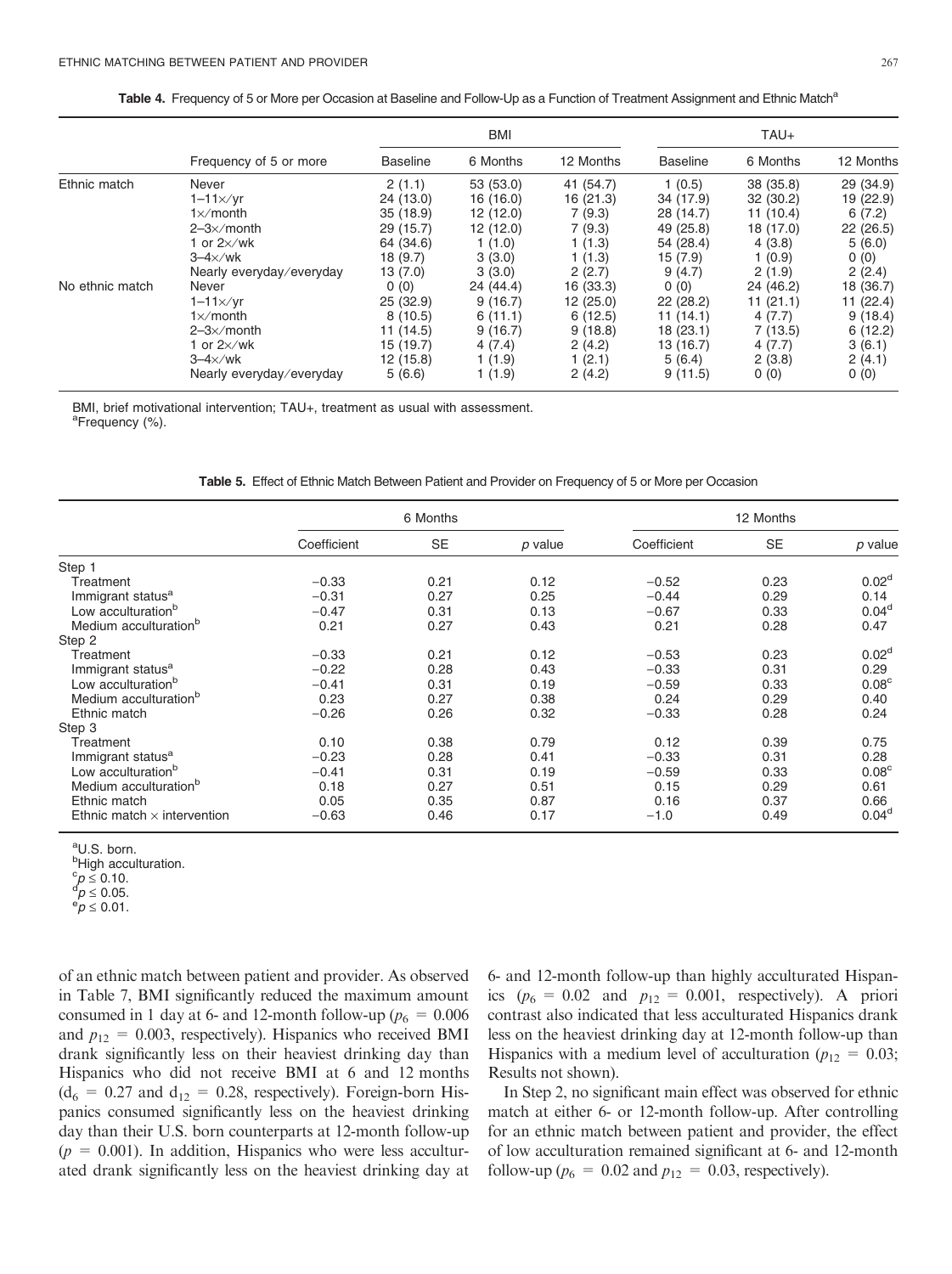**Table 4.** Frequency of 5 or More per Occasion at Baseline and Follow-Up as a Function of Treatment Assignment and Ethnic Match[a]

| | Frequency of 5 or more | BMI | | | TAU+ | | |
|---|---|---|---|---|---|---|---|
| | | Baseline | 6 Months | 12 Months | Baseline | 6 Months | 12 Months |
| Ethnic match | Never | 2 (1.1) | 53 (53.0) | 41 (54.7) | 1 (0.5) | 38 (35.8) | 29 (34.9) |
| | 1–11×/yr | 24 (13.0) | 16 (16.0) | 16 (21.3) | 34 (17.9) | 32 (30.2) | 19 (22.9) |
| | 1×/month | 35 (18.9) | 12 (12.0) | 7 (9.3) | 28 (14.7) | 11 (10.4) | 6 (7.2) |
| | 2–3×/month | 29 (15.7) | 12 (12.0) | 7 (9.3) | 49 (25.8) | 18 (17.0) | 22 (26.5) |
| | 1 or 2×/wk | 64 (34.6) | 1 (1.0) | 1 (1.3) | 54 (28.4) | 4 (3.8) | 5 (6.0) |
| | 3–4×/wk | 18 (9.7) | 3 (3.0) | 1 (1.3) | 15 (7.9) | 1 (0.9) | 0 (0) |
| | Nearly everyday/everyday | 13 (7.0) | 3 (3.0) | 2 (2.7) | 9 (4.7) | 2 (1.9) | 2 (2.4) |
| No ethnic match | Never | 0 (0) | 24 (44.4) | 16 (33.3) | 0 (0) | 24 (46.2) | 18 (36.7) |
| | 1–11×/yr | 25 (32.9) | 9 (16.7) | 12 (25.0) | 22 (28.2) | 11 (21.1) | 11 (22.4) |
| | 1×/month | 8 (10.5) | 6 (11.1) | 6 (12.5) | 11 (14.1) | 4 (7.7) | 9 (18.4) |
| | 2–3×/month | 11 (14.5) | 9 (16.7) | 9 (18.8) | 18 (23.1) | 7 (13.5) | 6 (12.2) |
| | 1 or 2×/wk | 15 (19.7) | 4 (7.4) | 2 (4.2) | 13 (16.7) | 4 (7.7) | 3 (6.1) |
| | 3–4×/wk | 12 (15.8) | 1 (1.9) | 1 (2.1) | 5 (6.4) | 2 (3.8) | 2 (4.1) |
| | Nearly everyday/everyday | 5 (6.6) | 1 (1.9) | 2 (4.2) | 9 (11.5) | 0 (0) | 0 (0) |

BMI, brief motivational intervention; TAU+, treatment as usual with assessment.
[a]Frequency (%).

**Table 5.** Effect of Ethnic Match Between Patient and Provider on Frequency of 5 or More per Occasion

| | 6 Months | | | 12 Months | | |
|---|---|---|---|---|---|---|
| | Coefficient | SE | *p* value | Coefficient | SE | *p* value |
| Step 1 | | | | | | |
| Treatment | −0.33 | 0.21 | 0.12 | −0.52 | 0.23 | 0.02[d] |
| Immigrant status[a] | −0.31 | 0.27 | 0.25 | −0.44 | 0.29 | 0.14 |
| Low acculturation[b] | −0.47 | 0.31 | 0.13 | −0.67 | 0.33 | 0.04[d] |
| Medium acculturation[b] | 0.21 | 0.27 | 0.43 | 0.21 | 0.28 | 0.47 |
| Step 2 | | | | | | |
| Treatment | −0.33 | 0.21 | 0.12 | −0.53 | 0.23 | 0.02[d] |
| Immigrant status[a] | −0.22 | 0.28 | 0.43 | −0.33 | 0.31 | 0.29 |
| Low acculturation[b] | −0.41 | 0.31 | 0.19 | −0.59 | 0.33 | 0.08[c] |
| Medium acculturation[b] | 0.23 | 0.27 | 0.38 | 0.24 | 0.29 | 0.40 |
| Ethnic match | −0.26 | 0.26 | 0.32 | −0.33 | 0.28 | 0.24 |
| Step 3 | | | | | | |
| Treatment | 0.10 | 0.38 | 0.79 | 0.12 | 0.39 | 0.75 |
| Immigrant status[a] | −0.23 | 0.28 | 0.41 | −0.33 | 0.31 | 0.28 |
| Low acculturation[b] | −0.41 | 0.31 | 0.19 | −0.59 | 0.33 | 0.08[c] |
| Medium acculturation[b] | 0.18 | 0.27 | 0.51 | 0.15 | 0.29 | 0.61 |
| Ethnic match | 0.05 | 0.35 | 0.87 | 0.16 | 0.37 | 0.66 |
| Ethnic match × intervention | −0.63 | 0.46 | 0.17 | −1.0 | 0.49 | 0.04[d] |

[a]U.S. born.
[b]High acculturation.
[c]$p \leq 0.10$.
[d]$p \leq 0.05$.
[e]$p \leq 0.01$.

of an ethnic match between patient and provider. As observed in Table 7, BMI significantly reduced the maximum amount consumed in 1 day at 6- and 12-month follow-up ($p_6 = 0.006$ and $p_{12} = 0.003$, respectively). Hispanics who received BMI drank significantly less on their heaviest drinking day than Hispanics who did not receive BMI at 6 and 12 months ($d_6 = 0.27$ and $d_{12} = 0.28$, respectively). Foreign-born Hispanics consumed significantly less on the heaviest drinking day than their U.S. born counterparts at 12-month follow-up ($p = 0.001$). In addition, Hispanics who were less acculturated drank significantly less on the heaviest drinking day at 6- and 12-month follow-up than highly acculturated Hispanics ($p_6 = 0.02$ and $p_{12} = 0.001$, respectively). A priori contrast also indicated that less acculturated Hispanics drank less on the heaviest drinking day at 12-month follow-up than Hispanics with a medium level of acculturation ($p_{12} = 0.03$; Results not shown).

In Step 2, no significant main effect was observed for ethnic match at either 6- or 12-month follow-up. After controlling for an ethnic match between patient and provider, the effect of low acculturation remained significant at 6- and 12-month follow-up ($p_6 = 0.02$ and $p_{12} = 0.03$, respectively).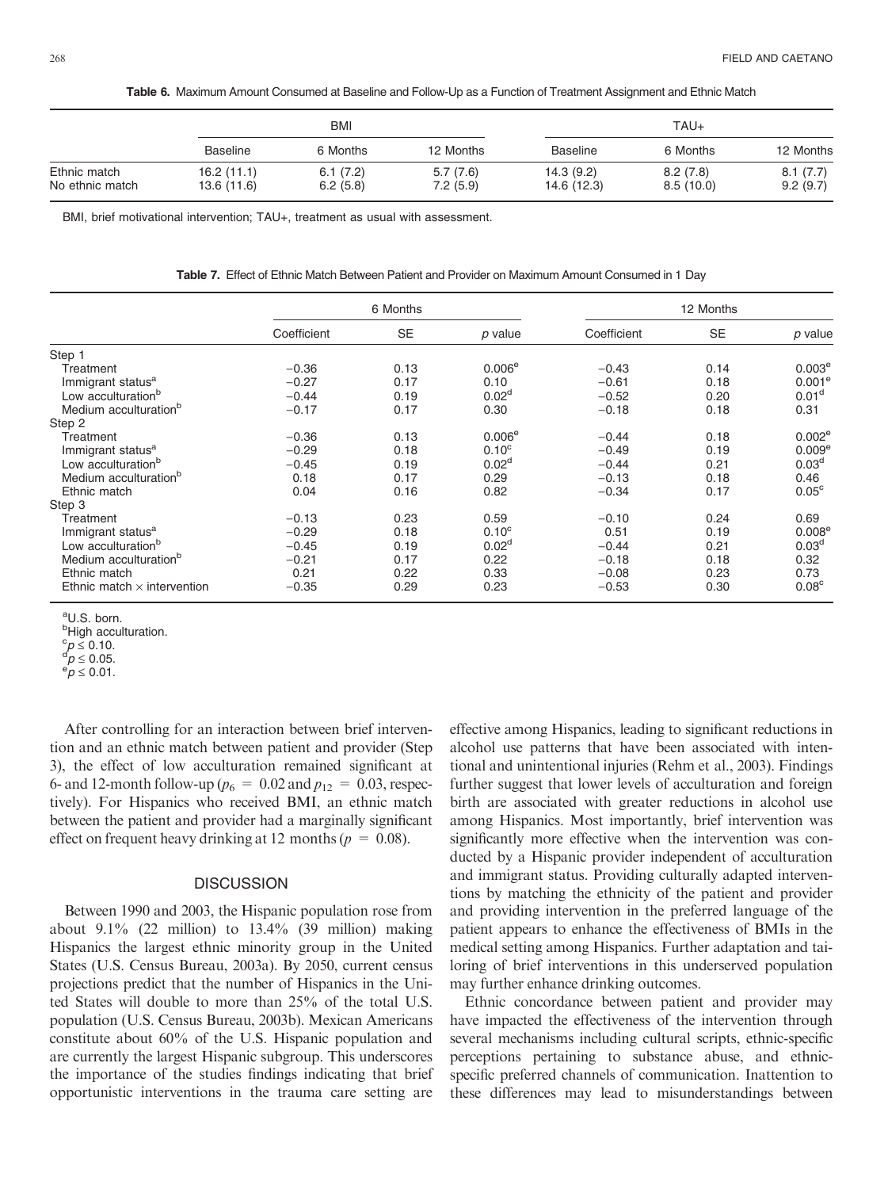**Table 6.** Maximum Amount Consumed at Baseline and Follow-Up as a Function of Treatment Assignment and Ethnic Match

| | BMI | | | TAU+ | | |
|---|---|---|---|---|---|---|
| | Baseline | 6 Months | 12 Months | Baseline | 6 Months | 12 Months |
| Ethnic match | 16.2 (11.1) | 6.1 (7.2) | 5.7 (7.6) | 14.3 (9.2) | 8.2 (7.8) | 8.1 (7.7) |
| No ethnic match | 13.6 (11.6) | 6.2 (5.8) | 7.2 (5.9) | 14.6 (12.3) | 8.5 (10.0) | 9.2 (9.7) |

BMI, brief motivational intervention; TAU+, treatment as usual with assessment.

**Table 7.** Effect of Ethnic Match Between Patient and Provider on Maximum Amount Consumed in 1 Day

| | 6 Months | | | 12 Months | | |
|---|---|---|---|---|---|---|
| | Coefficient | SE | *p* value | Coefficient | SE | *p* value |
| Step 1 | | | | | | |
| Treatment | −0.36 | 0.13 | 0.006[e] | −0.43 | 0.14 | 0.003[e] |
| Immigrant status[a] | −0.27 | 0.17 | 0.10 | −0.61 | 0.18 | 0.001[e] |
| Low acculturation[b] | −0.44 | 0.19 | 0.02[d] | −0.52 | 0.20 | 0.01[d] |
| Medium acculturation[b] | −0.17 | 0.17 | 0.30 | −0.18 | 0.18 | 0.31 |
| Step 2 | | | | | | |
| Treatment | −0.36 | 0.13 | 0.006[e] | −0.44 | 0.18 | 0.002[e] |
| Immigrant status[a] | −0.29 | 0.18 | 0.10[c] | −0.49 | 0.19 | 0.009[e] |
| Low acculturation[b] | −0.45 | 0.19 | 0.02[d] | −0.44 | 0.21 | 0.03[d] |
| Medium acculturation[b] | 0.18 | 0.17 | 0.29 | −0.13 | 0.18 | 0.46 |
| Ethnic match | 0.04 | 0.16 | 0.82 | −0.34 | 0.17 | 0.05[c] |
| Step 3 | | | | | | |
| Treatment | −0.13 | 0.23 | 0.59 | −0.10 | 0.24 | 0.69 |
| Immigrant status[a] | −0.29 | 0.18 | 0.10[c] | 0.51 | 0.19 | 0.008[e] |
| Low acculturation[b] | −0.45 | 0.19 | 0.02[d] | −0.44 | 0.21 | 0.03[d] |
| Medium acculturation[b] | −0.21 | 0.17 | 0.22 | −0.18 | 0.18 | 0.32 |
| Ethnic match | 0.21 | 0.22 | 0.33 | −0.08 | 0.23 | 0.73 |
| Ethnic match × intervention | −0.35 | 0.29 | 0.23 | −0.53 | 0.30 | 0.08[c] |

[a]U.S. born.
[b]High acculturation.
[c]$p \leq 0.10$.
[d]$p \leq 0.05$.
[e]$p \leq 0.01$.

After controlling for an interaction between brief intervention and an ethnic match between patient and provider (Step 3), the effect of low acculturation remained significant at 6- and 12-month follow-up ($p_6 = 0.02$ and $p_{12} = 0.03$, respectively). For Hispanics who received BMI, an ethnic match between the patient and provider had a marginally significant effect on frequent heavy drinking at 12 months ($p = 0.08$).

## DISCUSSION

Between 1990 and 2003, the Hispanic population rose from about 9.1% (22 million) to 13.4% (39 million) making Hispanics the largest ethnic minority group in the United States (U.S. Census Bureau, 2003a). By 2050, current census projections predict that the number of Hispanics in the United States will double to more than 25% of the total U.S. population (U.S. Census Bureau, 2003b). Mexican Americans constitute about 60% of the U.S. Hispanic population and are currently the largest Hispanic subgroup. This underscores the importance of the studies findings indicating that brief opportunistic interventions in the trauma care setting are effective among Hispanics, leading to significant reductions in alcohol use patterns that have been associated with intentional and unintentional injuries (Rehm et al., 2003). Findings further suggest that lower levels of acculturation and foreign birth are associated with greater reductions in alcohol use among Hispanics. Most importantly, brief intervention was significantly more effective when the intervention was conducted by a Hispanic provider independent of acculturation and immigrant status. Providing culturally adapted interventions by matching the ethnicity of the patient and provider and providing intervention in the preferred language of the patient appears to enhance the effectiveness of BMIs in the medical setting among Hispanics. Further adaptation and tailoring of brief interventions in this underserved population may further enhance drinking outcomes.

Ethnic concordance between patient and provider may have impacted the effectiveness of the intervention through several mechanisms including cultural scripts, ethnic-specific perceptions pertaining to substance abuse, and ethnic-specific preferred channels of communication. Inattention to these differences may lead to misunderstandings between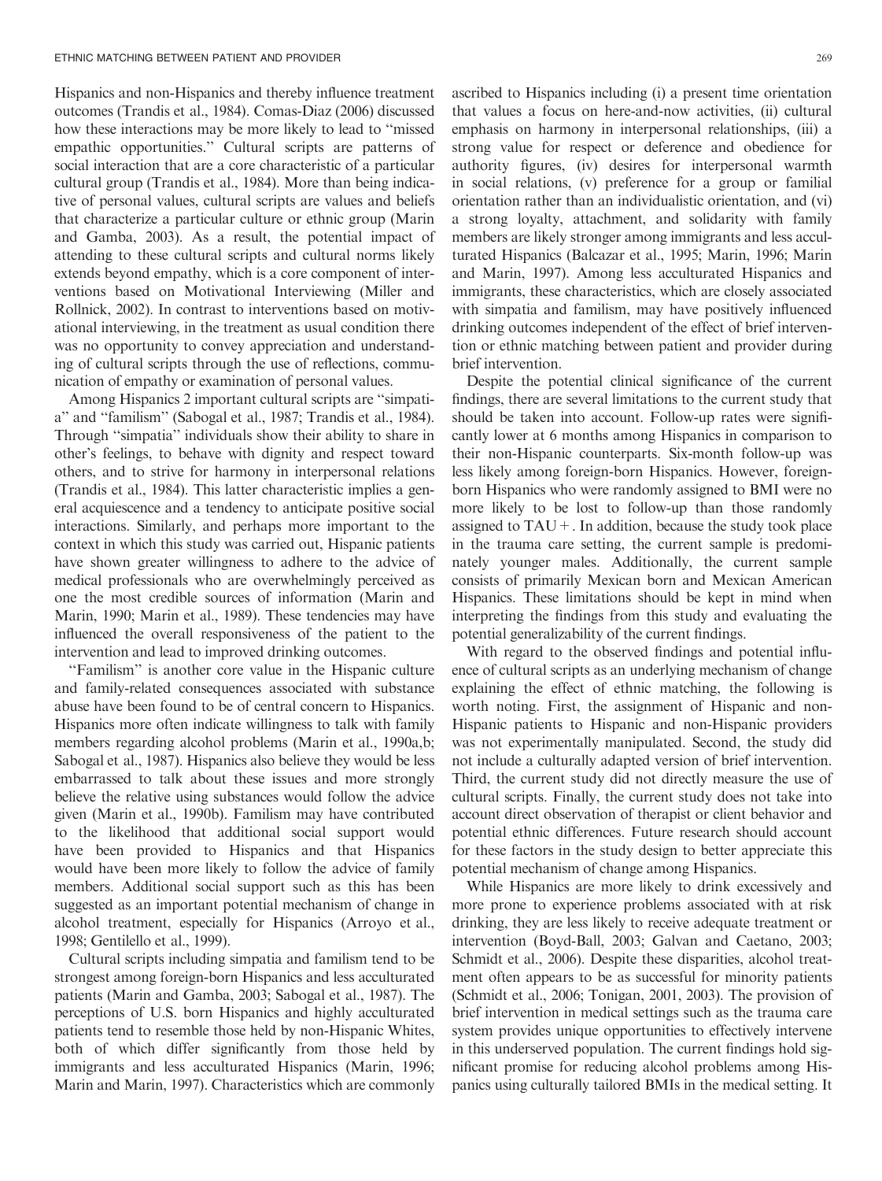Hispanics and non-Hispanics and thereby influence treatment outcomes (Trandis et al., 1984). Comas-Diaz (2006) discussed how these interactions may be more likely to lead to "missed empathic opportunities." Cultural scripts are patterns of social interaction that are a core characteristic of a particular cultural group (Trandis et al., 1984). More than being indicative of personal values, cultural scripts are values and beliefs that characterize a particular culture or ethnic group (Marin and Gamba, 2003). As a result, the potential impact of attending to these cultural scripts and cultural norms likely extends beyond empathy, which is a core component of interventions based on Motivational Interviewing (Miller and Rollnick, 2002). In contrast to interventions based on motivational interviewing, in the treatment as usual condition there was no opportunity to convey appreciation and understanding of cultural scripts through the use of reflections, communication of empathy or examination of personal values.

Among Hispanics 2 important cultural scripts are "simpatia" and "familism" (Sabogal et al., 1987; Trandis et al., 1984). Through "simpatia" individuals show their ability to share in other's feelings, to behave with dignity and respect toward others, and to strive for harmony in interpersonal relations (Trandis et al., 1984). This latter characteristic implies a general acquiescence and a tendency to anticipate positive social interactions. Similarly, and perhaps more important to the context in which this study was carried out, Hispanic patients have shown greater willingness to adhere to the advice of medical professionals who are overwhelmingly perceived as one the most credible sources of information (Marin and Marin, 1990; Marin et al., 1989). These tendencies may have influenced the overall responsiveness of the patient to the intervention and lead to improved drinking outcomes.

"Familism" is another core value in the Hispanic culture and family-related consequences associated with substance abuse have been found to be of central concern to Hispanics. Hispanics more often indicate willingness to talk with family members regarding alcohol problems (Marin et al., 1990a,b; Sabogal et al., 1987). Hispanics also believe they would be less embarrassed to talk about these issues and more strongly believe the relative using substances would follow the advice given (Marin et al., 1990b). Familism may have contributed to the likelihood that additional social support would have been provided to Hispanics and that Hispanics would have been more likely to follow the advice of family members. Additional social support such as this has been suggested as an important potential mechanism of change in alcohol treatment, especially for Hispanics (Arroyo et al., 1998; Gentilello et al., 1999).

Cultural scripts including simpatia and familism tend to be strongest among foreign-born Hispanics and less acculturated patients (Marin and Gamba, 2003; Sabogal et al., 1987). The perceptions of U.S. born Hispanics and highly acculturated patients tend to resemble those held by non-Hispanic Whites, both of which differ significantly from those held by immigrants and less acculturated Hispanics (Marin, 1996; Marin and Marin, 1997). Characteristics which are commonly ascribed to Hispanics including (i) a present time orientation that values a focus on here-and-now activities, (ii) cultural emphasis on harmony in interpersonal relationships, (iii) a strong value for respect or deference and obedience for authority figures, (iv) desires for interpersonal warmth in social relations, (v) preference for a group or familial orientation rather than an individualistic orientation, and (vi) a strong loyalty, attachment, and solidarity with family members are likely stronger among immigrants and less acculturated Hispanics (Balcazar et al., 1995; Marin, 1996; Marin and Marin, 1997). Among less acculturated Hispanics and immigrants, these characteristics, which are closely associated with simpatia and familism, may have positively influenced drinking outcomes independent of the effect of brief intervention or ethnic matching between patient and provider during brief intervention.

Despite the potential clinical significance of the current findings, there are several limitations to the current study that should be taken into account. Follow-up rates were significantly lower at 6 months among Hispanics in comparison to their non-Hispanic counterparts. Six-month follow-up was less likely among foreign-born Hispanics. However, foreign-born Hispanics who were randomly assigned to BMI were no more likely to be lost to follow-up than those randomly assigned to TAU+. In addition, because the study took place in the trauma care setting, the current sample is predominately younger males. Additionally, the current sample consists of primarily Mexican born and Mexican American Hispanics. These limitations should be kept in mind when interpreting the findings from this study and evaluating the potential generalizability of the current findings.

With regard to the observed findings and potential influence of cultural scripts as an underlying mechanism of change explaining the effect of ethnic matching, the following is worth noting. First, the assignment of Hispanic and non-Hispanic patients to Hispanic and non-Hispanic providers was not experimentally manipulated. Second, the study did not include a culturally adapted version of brief intervention. Third, the current study did not directly measure the use of cultural scripts. Finally, the current study does not take into account direct observation of therapist or client behavior and potential ethnic differences. Future research should account for these factors in the study design to better appreciate this potential mechanism of change among Hispanics.

While Hispanics are more likely to drink excessively and more prone to experience problems associated with at risk drinking, they are less likely to receive adequate treatment or intervention (Boyd-Ball, 2003; Galvan and Caetano, 2003; Schmidt et al., 2006). Despite these disparities, alcohol treatment often appears to be as successful for minority patients (Schmidt et al., 2006; Tonigan, 2001, 2003). The provision of brief intervention in medical settings such as the trauma care system provides unique opportunities to effectively intervene in this underserved population. The current findings hold significant promise for reducing alcohol problems among Hispanics using culturally tailored BMIs in the medical setting. It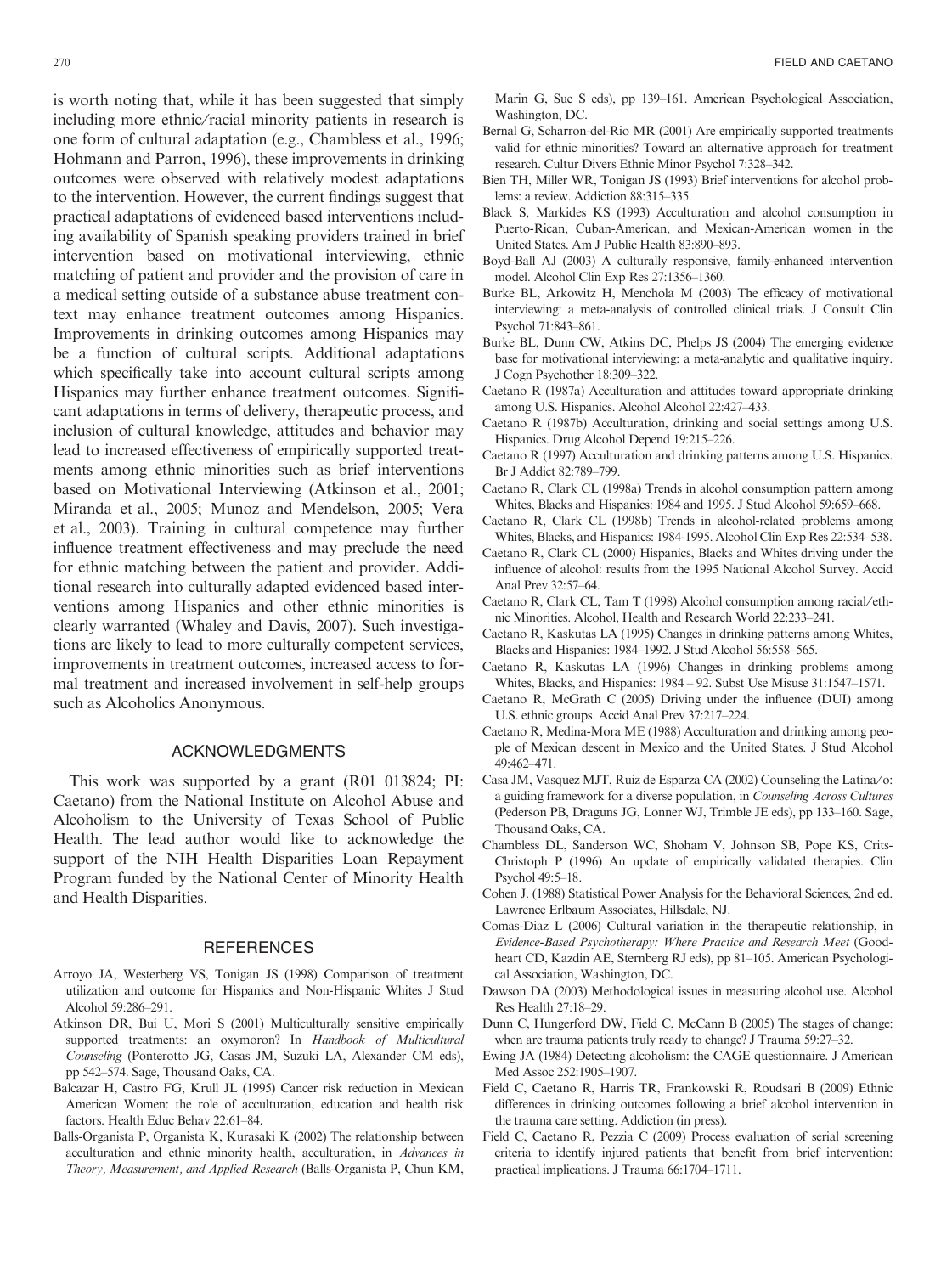is worth noting that, while it has been suggested that simply including more ethnic/racial minority patients in research is one form of cultural adaptation (e.g., Chambless et al., 1996; Hohmann and Parron, 1996), these improvements in drinking outcomes were observed with relatively modest adaptations to the intervention. However, the current findings suggest that practical adaptations of evidenced based interventions including availability of Spanish speaking providers trained in brief intervention based on motivational interviewing, ethnic matching of patient and provider and the provision of care in a medical setting outside of a substance abuse treatment context may enhance treatment outcomes among Hispanics. Improvements in drinking outcomes among Hispanics may be a function of cultural scripts. Additional adaptations which specifically take into account cultural scripts among Hispanics may further enhance treatment outcomes. Significant adaptations in terms of delivery, therapeutic process, and inclusion of cultural knowledge, attitudes and behavior may lead to increased effectiveness of empirically supported treatments among ethnic minorities such as brief interventions based on Motivational Interviewing (Atkinson et al., 2001; Miranda et al., 2005; Munoz and Mendelson, 2005; Vera et al., 2003). Training in cultural competence may further influence treatment effectiveness and may preclude the need for ethnic matching between the patient and provider. Additional research into culturally adapted evidenced based interventions among Hispanics and other ethnic minorities is clearly warranted (Whaley and Davis, 2007). Such investigations are likely to lead to more culturally competent services, improvements in treatment outcomes, increased access to formal treatment and increased involvement in self-help groups such as Alcoholics Anonymous.

## ACKNOWLEDGMENTS

This work was supported by a grant (R01 013824; PI: Caetano) from the National Institute on Alcohol Abuse and Alcoholism to the University of Texas School of Public Health. The lead author would like to acknowledge the support of the NIH Health Disparities Loan Repayment Program funded by the National Center of Minority Health and Health Disparities.

## REFERENCES

Arroyo JA, Westerberg VS, Tonigan JS (1998) Comparison of treatment utilization and outcome for Hispanics and Non-Hispanic Whites J Stud Alcohol 59:286–291.

Atkinson DR, Bui U, Mori S (2001) Multiculturally sensitive empirically supported treatments: an oxymoron? In *Handbook of Multicultural Counseling* (Ponterotto JG, Casas JM, Suzuki LA, Alexander CM eds), pp 542–574. Sage, Thousand Oaks, CA.

Balcazar H, Castro FG, Krull JL (1995) Cancer risk reduction in Mexican American Women: the role of acculturation, education and health risk factors. Health Educ Behav 22:61–84.

Balls-Organista P, Organista K, Kurasaki K (2002) The relationship between acculturation and ethnic minority health, acculturation, in *Advances in Theory, Measurement, and Applied Research* (Balls-Organista P, Chun KM, Marin G, Sue S eds), pp 139–161. American Psychological Association, Washington, DC.

Bernal G, Scharron-del-Rio MR (2001) Are empirically supported treatments valid for ethnic minorities? Toward an alternative approach for treatment research. Cultur Divers Ethnic Minor Psychol 7:328–342.

Bien TH, Miller WR, Tonigan JS (1993) Brief interventions for alcohol problems: a review. Addiction 88:315–335.

Black S, Markides KS (1993) Acculturation and alcohol consumption in Puerto-Rican, Cuban-American, and Mexican-American women in the United States. Am J Public Health 83:890–893.

Boyd-Ball AJ (2003) A culturally responsive, family-enhanced intervention model. Alcohol Clin Exp Res 27:1356–1360.

Burke BL, Arkowitz H, Menchola M (2003) The efficacy of motivational interviewing: a meta-analysis of controlled clinical trials. J Consult Clin Psychol 71:843–861.

Burke BL, Dunn CW, Atkins DC, Phelps JS (2004) The emerging evidence base for motivational interviewing: a meta-analytic and qualitative inquiry. J Cogn Psychother 18:309–322.

Caetano R (1987a) Acculturation and attitudes toward appropriate drinking among U.S. Hispanics. Alcohol Alcohol 22:427–433.

Caetano R (1987b) Acculturation, drinking and social settings among U.S. Hispanics. Drug Alcohol Depend 19:215–226.

Caetano R (1997) Acculturation and drinking patterns among U.S. Hispanics. Br J Addict 82:789–799.

Caetano R, Clark CL (1998a) Trends in alcohol consumption pattern among Whites, Blacks and Hispanics: 1984 and 1995. J Stud Alcohol 59:659–668.

Caetano R, Clark CL (1998b) Trends in alcohol-related problems among Whites, Blacks, and Hispanics: 1984-1995. Alcohol Clin Exp Res 22:534–538.

Caetano R, Clark CL (2000) Hispanics, Blacks and Whites driving under the influence of alcohol: results from the 1995 National Alcohol Survey. Accid Anal Prev 32:57–64.

Caetano R, Clark CL, Tam T (1998) Alcohol consumption among racial/ethnic Minorities. Alcohol, Health and Research World 22:233–241.

Caetano R, Kaskutas LA (1995) Changes in drinking patterns among Whites, Blacks and Hispanics: 1984–1992. J Stud Alcohol 56:558–565.

Caetano R, Kaskutas LA (1996) Changes in drinking problems among Whites, Blacks, and Hispanics: 1984 – 92. Subst Use Misuse 31:1547–1571.

Caetano R, McGrath C (2005) Driving under the influence (DUI) among U.S. ethnic groups. Accid Anal Prev 37:217–224.

Caetano R, Medina-Mora ME (1988) Acculturation and drinking among people of Mexican descent in Mexico and the United States. J Stud Alcohol 49:462–471.

Casa JM, Vasquez MJT, Ruiz de Esparza CA (2002) Counseling the Latina/o: a guiding framework for a diverse population, in *Counseling Across Cultures* (Pederson PB, Draguns JG, Lonner WJ, Trimble JE eds), pp 133–160. Sage, Thousand Oaks, CA.

Chambless DL, Sanderson WC, Shoham V, Johnson SB, Pope KS, Crits-Christoph P (1996) An update of empirically validated therapies. Clin Psychol 49:5–18.

Cohen J. (1988) Statistical Power Analysis for the Behavioral Sciences, 2nd ed. Lawrence Erlbaum Associates, Hillsdale, NJ.

Comas-Diaz L (2006) Cultural variation in the therapeutic relationship, in *Evidence-Based Psychotherapy: Where Practice and Research Meet* (Goodheart CD, Kazdin AE, Sternberg RJ eds), pp 81–105. American Psychological Association, Washington, DC.

Dawson DA (2003) Methodological issues in measuring alcohol use. Alcohol Res Health 27:18–29.

Dunn C, Hungerford DW, Field C, McCann B (2005) The stages of change: when are trauma patients truly ready to change? J Trauma 59:27–32.

Ewing JA (1984) Detecting alcoholism: the CAGE questionnaire. J American Med Assoc 252:1905–1907.

Field C, Caetano R, Harris TR, Frankowski R, Roudsari B (2009) Ethnic differences in drinking outcomes following a brief alcohol intervention in the trauma care setting. Addiction (in press).

Field C, Caetano R, Pezzia C (2009) Process evaluation of serial screening criteria to identify injured patients that benefit from brief intervention: practical implications. J Trauma 66:1704–1711.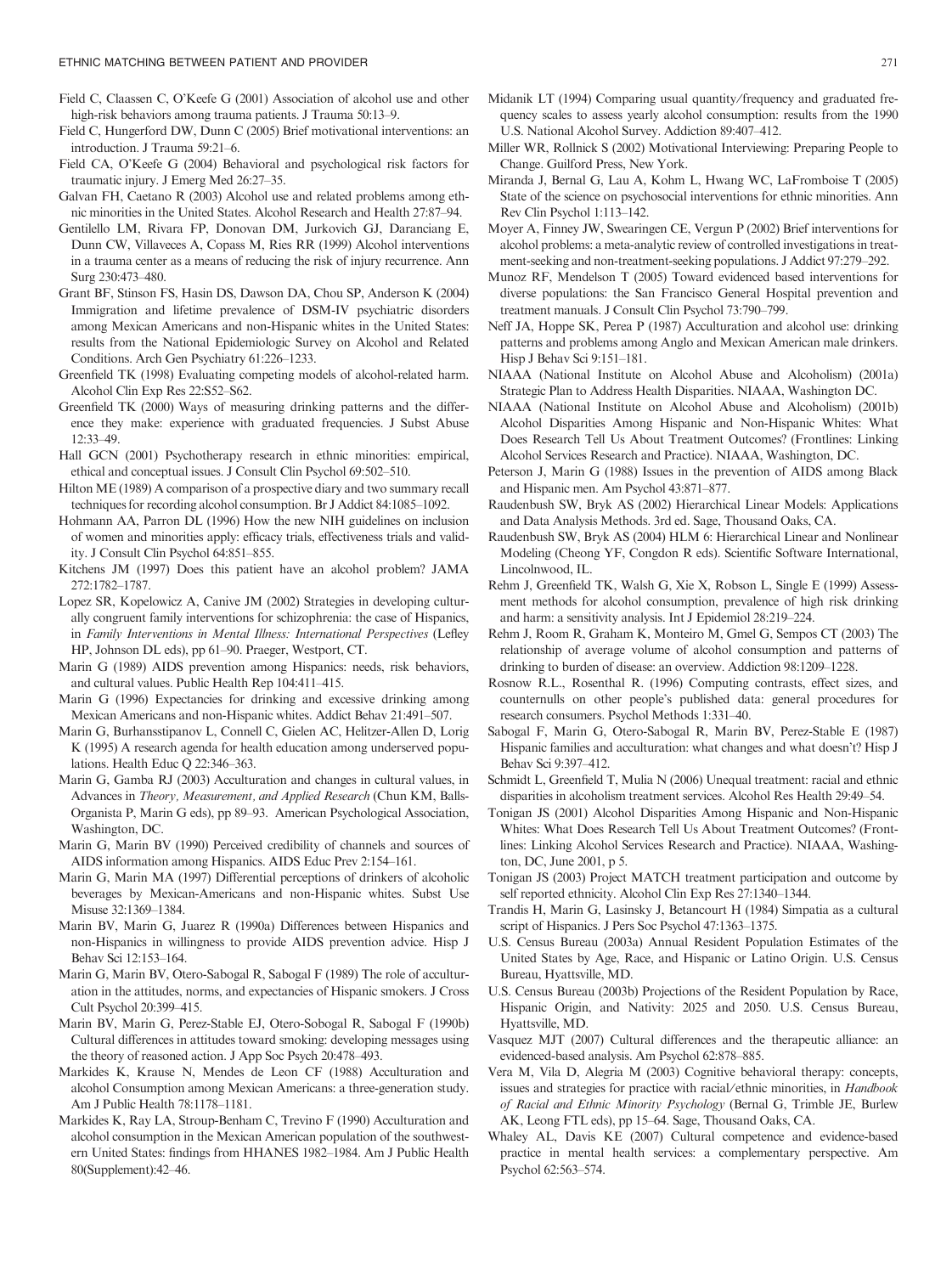Field C, Claassen C, O'Keefe G (2001) Association of alcohol use and other high-risk behaviors among trauma patients. J Trauma 50:13–9.

Field C, Hungerford DW, Dunn C (2005) Brief motivational interventions: an introduction. J Trauma 59:21–6.

Field CA, O'Keefe G (2004) Behavioral and psychological risk factors for traumatic injury. J Emerg Med 26:27–35.

Galvan FH, Caetano R (2003) Alcohol use and related problems among ethnic minorities in the United States. Alcohol Research and Health 27:87–94.

Gentilello LM, Rivara FP, Donovan DM, Jurkovich GJ, Daranciang E, Dunn CW, Villaveces A, Copass M, Ries RR (1999) Alcohol interventions in a trauma center as a means of reducing the risk of injury recurrence. Ann Surg 230:473–480.

Grant BF, Stinson FS, Hasin DS, Dawson DA, Chou SP, Anderson K (2004) Immigration and lifetime prevalence of DSM-IV psychiatric disorders among Mexican Americans and non-Hispanic whites in the United States: results from the National Epidemiologic Survey on Alcohol and Related Conditions. Arch Gen Psychiatry 61:226–1233.

Greenfield TK (1998) Evaluating competing models of alcohol-related harm. Alcohol Clin Exp Res 22:S52–S62.

Greenfield TK (2000) Ways of measuring drinking patterns and the difference they make: experience with graduated frequencies. J Subst Abuse 12:33–49.

Hall GCN (2001) Psychotherapy research in ethnic minorities: empirical, ethical and conceptual issues. J Consult Clin Psychol 69:502–510.

Hilton ME (1989) A comparison of a prospective diary and two summary recall techniques for recording alcohol consumption. Br J Addict 84:1085–1092.

Hohmann AA, Parron DL (1996) How the new NIH guidelines on inclusion of women and minorities apply: efficacy trials, effectiveness trials and validity. J Consult Clin Psychol 64:851–855.

Kitchens JM (1997) Does this patient have an alcohol problem? JAMA 272:1782–1787.

Lopez SR, Kopelowicz A, Canive JM (2002) Strategies in developing culturally congruent family interventions for schizophrenia: the case of Hispanics, in *Family Interventions in Mental Illness: International Perspectives* (Lefley HP, Johnson DL eds), pp 61–90. Praeger, Westport, CT.

Marin G (1989) AIDS prevention among Hispanics: needs, risk behaviors, and cultural values. Public Health Rep 104:411–415.

Marin G (1996) Expectancies for drinking and excessive drinking among Mexican Americans and non-Hispanic whites. Addict Behav 21:491–507.

Marin G, Burhansstipanov L, Connell C, Gielen AC, Helitzer-Allen D, Lorig K (1995) A research agenda for health education among underserved populations. Health Educ Q 22:346–363.

Marin G, Gamba RJ (2003) Acculturation and changes in cultural values, in Advances in *Theory, Measurement, and Applied Research* (Chun KM, Balls-Organista P, Marin G eds), pp 89–93. American Psychological Association, Washington, DC.

Marin G, Marin BV (1990) Perceived credibility of channels and sources of AIDS information among Hispanics. AIDS Educ Prev 2:154–161.

Marin G, Marin MA (1997) Differential perceptions of drinkers of alcoholic beverages by Mexican-Americans and non-Hispanic whites. Subst Use Misuse 32:1369–1384.

Marin BV, Marin G, Juarez R (1990a) Differences between Hispanics and non-Hispanics in willingness to provide AIDS prevention advice. Hisp J Behav Sci 12:153–164.

Marin G, Marin BV, Otero-Sabogal R, Sabogal F (1989) The role of acculturation in the attitudes, norms, and expectancies of Hispanic smokers. J Cross Cult Psychol 20:399–415.

Marin BV, Marin G, Perez-Stable EJ, Otero-Sobogal R, Sabogal F (1990b) Cultural differences in attitudes toward smoking: developing messages using the theory of reasoned action. J App Soc Psych 20:478–493.

Markides K, Krause N, Mendes de Leon CF (1988) Acculturation and alcohol Consumption among Mexican Americans: a three-generation study. Am J Public Health 78:1178–1181.

Markides K, Ray LA, Stroup-Benham C, Trevino F (1990) Acculturation and alcohol consumption in the Mexican American population of the southwestern United States: findings from HHANES 1982–1984. Am J Public Health 80(Supplement):42–46.

Midanik LT (1994) Comparing usual quantity/frequency and graduated frequency scales to assess yearly alcohol consumption: results from the 1990 U.S. National Alcohol Survey. Addiction 89:407–412.

Miller WR, Rollnick S (2002) Motivational Interviewing: Preparing People to Change. Guilford Press, New York.

Miranda J, Bernal G, Lau A, Kohm L, Hwang WC, LaFromboise T (2005) State of the science on psychosocial interventions for ethnic minorities. Ann Rev Clin Psychol 1:113–142.

Moyer A, Finney JW, Swearingen CE, Vergun P (2002) Brief interventions for alcohol problems: a meta-analytic review of controlled investigations in treatment-seeking and non-treatment-seeking populations. J Addict 97:279–292.

Munoz RF, Mendelson T (2005) Toward evidenced based interventions for diverse populations: the San Francisco General Hospital prevention and treatment manuals. J Consult Clin Psychol 73:790–799.

Neff JA, Hoppe SK, Perea P (1987) Acculturation and alcohol use: drinking patterns and problems among Anglo and Mexican American male drinkers. Hisp J Behav Sci 9:151–181.

NIAAA (National Institute on Alcohol Abuse and Alcoholism) (2001a) Strategic Plan to Address Health Disparities. NIAAA, Washington DC.

NIAAA (National Institute on Alcohol Abuse and Alcoholism) (2001b) Alcohol Disparities Among Hispanic and Non-Hispanic Whites: What Does Research Tell Us About Treatment Outcomes? (Frontlines: Linking Alcohol Services Research and Practice). NIAAA, Washington, DC.

Peterson J, Marin G (1988) Issues in the prevention of AIDS among Black and Hispanic men. Am Psychol 43:871–877.

Raudenbush SW, Bryk AS (2002) Hierarchical Linear Models: Applications and Data Analysis Methods. 3rd ed. Sage, Thousand Oaks, CA.

Raudenbush SW, Bryk AS (2004) HLM 6: Hierarchical Linear and Nonlinear Modeling (Cheong YF, Congdon R eds). Scientific Software International, Lincolnwood, IL.

Rehm J, Greenfield TK, Walsh G, Xie X, Robson L, Single E (1999) Assessment methods for alcohol consumption, prevalence of high risk drinking and harm: a sensitivity analysis. Int J Epidemiol 28:219–224.

Rehm J, Room R, Graham K, Monteiro M, Gmel G, Sempos CT (2003) The relationship of average volume of alcohol consumption and patterns of drinking to burden of disease: an overview. Addiction 98:1209–1228.

Rosnow R.L., Rosenthal R. (1996) Computing contrasts, effect sizes, and counternulls on other people's published data: general procedures for research consumers. Psychol Methods 1:331–40.

Sabogal F, Marin G, Otero-Sabogal R, Marin BV, Perez-Stable E (1987) Hispanic families and acculturation: what changes and what doesn't? Hisp J Behav Sci 9:397–412.

Schmidt L, Greenfield T, Mulia N (2006) Unequal treatment: racial and ethnic disparities in alcoholism treatment services. Alcohol Res Health 29:49–54.

Tonigan JS (2001) Alcohol Disparities Among Hispanic and Non-Hispanic Whites: What Does Research Tell Us About Treatment Outcomes? (Frontlines: Linking Alcohol Services Research and Practice). NIAAA, Washington, DC, June 2001, p 5.

Tonigan JS (2003) Project MATCH treatment participation and outcome by self reported ethnicity. Alcohol Clin Exp Res 27:1340–1344.

Trandis H, Marin G, Lasinsky J, Betancourt H (1984) Simpatia as a cultural script of Hispanics. J Pers Soc Psychol 47:1363–1375.

U.S. Census Bureau (2003a) Annual Resident Population Estimates of the United States by Age, Race, and Hispanic or Latino Origin. U.S. Census Bureau, Hyattsville, MD.

U.S. Census Bureau (2003b) Projections of the Resident Population by Race, Hispanic Origin, and Nativity: 2025 and 2050. U.S. Census Bureau, Hyattsville, MD.

Vasquez MJT (2007) Cultural differences and the therapeutic alliance: an evidenced-based analysis. Am Psychol 62:878–885.

Vera M, Vila D, Alegria M (2003) Cognitive behavioral therapy: concepts, issues and strategies for practice with racial/ethnic minorities, in *Handbook of Racial and Ethnic Minority Psychology* (Bernal G, Trimble JE, Burlew AK, Leong FTL eds), pp 15–64. Sage, Thousand Oaks, CA.

Whaley AL, Davis KE (2007) Cultural competence and evidence-based practice in mental health services: a complementary perspective. Am Psychol 62:563–574.